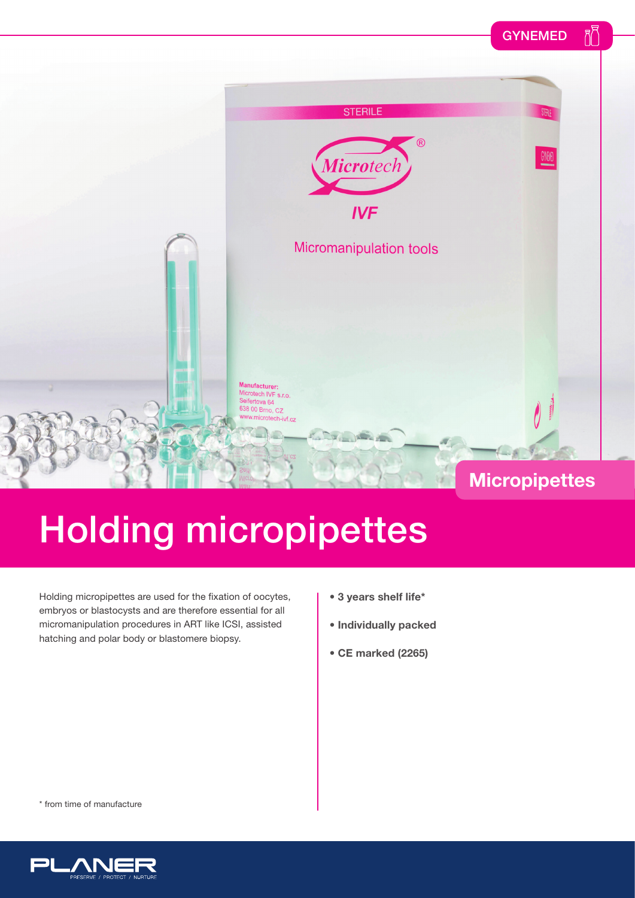GYNEMED

Micropipettes

# Holding micropipettes

Holding micropipettes are used for the fixation of oocytes, embryos or blastocysts and are therefore essential for all micromanipulation procedures in ART like ICSI, assisted hatching and polar body or blastomere biopsy.

- **3 years shelf life***
- **Individually packed**
- **CE marked (2265)**

* from time of manufacture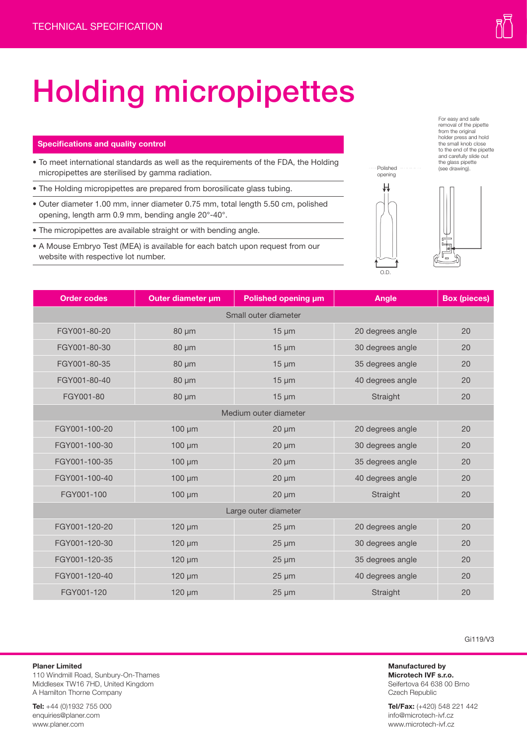# Holding micropipettes

### Specifications and quality control

- To meet international standards as well as the requirements of the FDA, the Holding micropipettes are sterilised by gamma radiation.
- The Holding micropipettes are prepared from borosilicate glass tubing.
- Outer diameter 1.00 mm, inner diameter 0.75 mm, total length 5.50 cm, polished opening, length arm 0.9 mm, bending angle 20°-40°.
- The micropipettes are available straight or with bending angle.
- A Mouse Embryo Test (MEA) is available for each batch upon request from our website with respective lot number.

For easy and safe removal of the pipette from the original holder press and hold the small knob close to the end of the pipette and carefully slide out the glass pipette (see drawing).

Polished opening

O.D.

| Order codes | Outer diameter µm | Polished opening µm | Angle | Box (pieces) |
|---|---|---|---|---|
| Small outer diameter | | | | |
| FGY001-80-20 | 80 µm | 15 µm | 20 degrees angle | 20 |
| FGY001-80-30 | 80 µm | 15 µm | 30 degrees angle | 20 |
| FGY001-80-35 | 80 µm | 15 µm | 35 degrees angle | 20 |
| FGY001-80-40 | 80 µm | 15 µm | 40 degrees angle | 20 |
| FGY001-80 | 80 µm | 15 µm | Straight | 20 |
| Medium outer diameter | | | | |
| FGY001-100-20 | 100 µm | 20 µm | 20 degrees angle | 20 |
| FGY001-100-30 | 100 µm | 20 µm | 30 degrees angle | 20 |
| FGY001-100-35 | 100 µm | 20 µm | 35 degrees angle | 20 |
| FGY001-100-40 | 100 µm | 20 µm | 40 degrees angle | 20 |
| FGY001-100 | 100 µm | 20 µm | Straight | 20 |
| Large outer diameter | | | | |
| FGY001-120-20 | 120 µm | 25 µm | 20 degrees angle | 20 |
| FGY001-120-30 | 120 µm | 25 µm | 30 degrees angle | 20 |
| FGY001-120-35 | 120 µm | 25 µm | 35 degrees angle | 20 |
| FGY001-120-40 | 120 µm | 25 µm | 40 degrees angle | 20 |
| FGY001-120 | 120 µm | 25 µm | Straight | 20 |

Gi119/V3

**Planer Limited**
110 Windmill Road, Sunbury-On-Thames
Middlesex TW16 7HD, United Kingdom
A Hamilton Thorne Company

**Tel:** +44 (0)1932 755 000
enquiries@planer.com
www.planer.com

**Manufactured by**
**Microtech IVF s.r.o.**
Seifertova 64 638 00 Brno
Czech Republic

**Tel/Fax:** (+420) 548 221 442
info@microtech-ivf.cz
www.microtech-ivf.cz